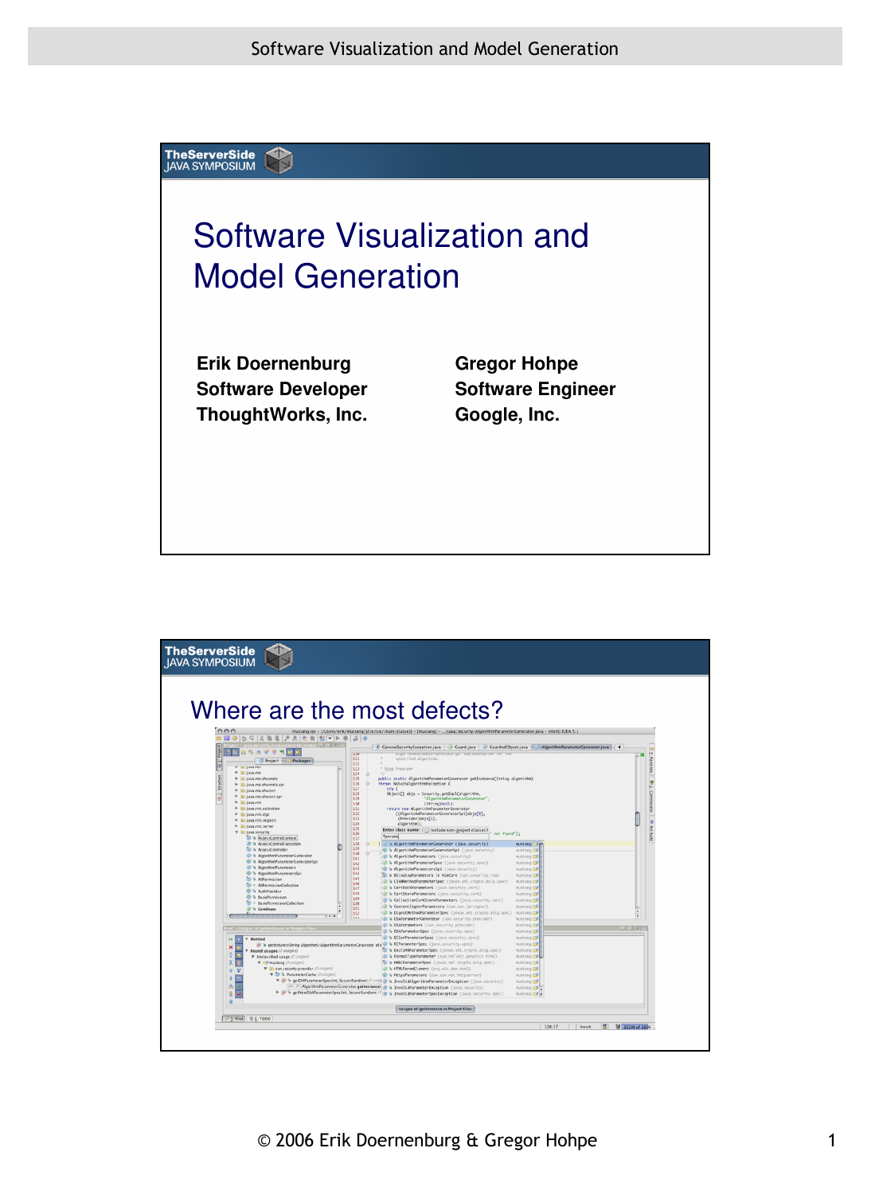# Software Visualization and Model Generation

**Erik Doernenburg**
**Software Developer**
**ThoughtWorks, Inc.**

**Gregor Hohpe**
**Software Engineer**
**Google, Inc.**

## Where are the most defects?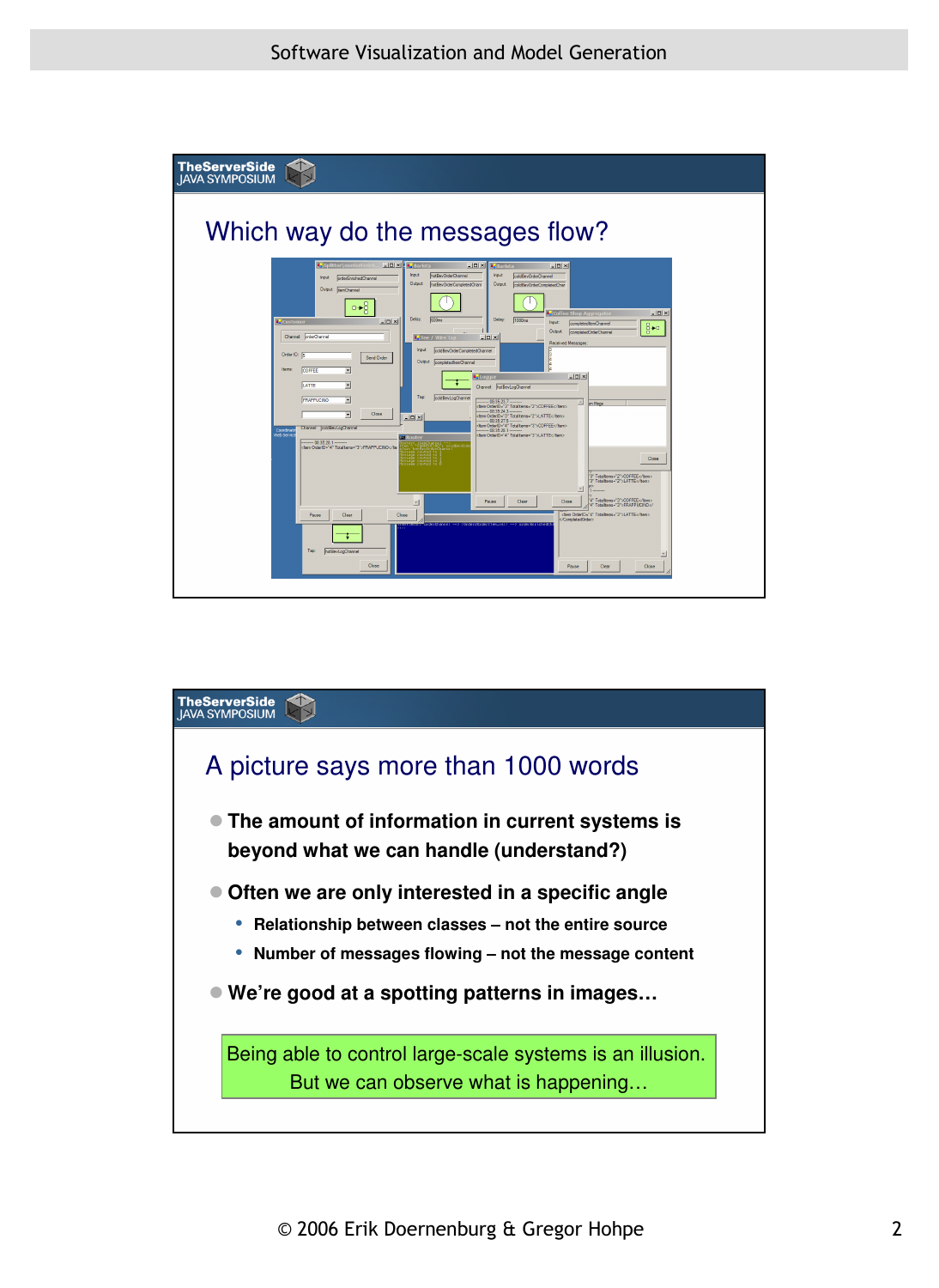## Which way do the messages flow?

## A picture says more than 1000 words

- **The amount of information in current systems is beyond what we can handle (understand?)**
- **Often we are only interested in a specific angle**
  - **Relationship between classes – not the entire source**
  - **Number of messages flowing – not the message content**
- **We're good at a spotting patterns in images…**

Being able to control large-scale systems is an illusion.
But we can observe what is happening…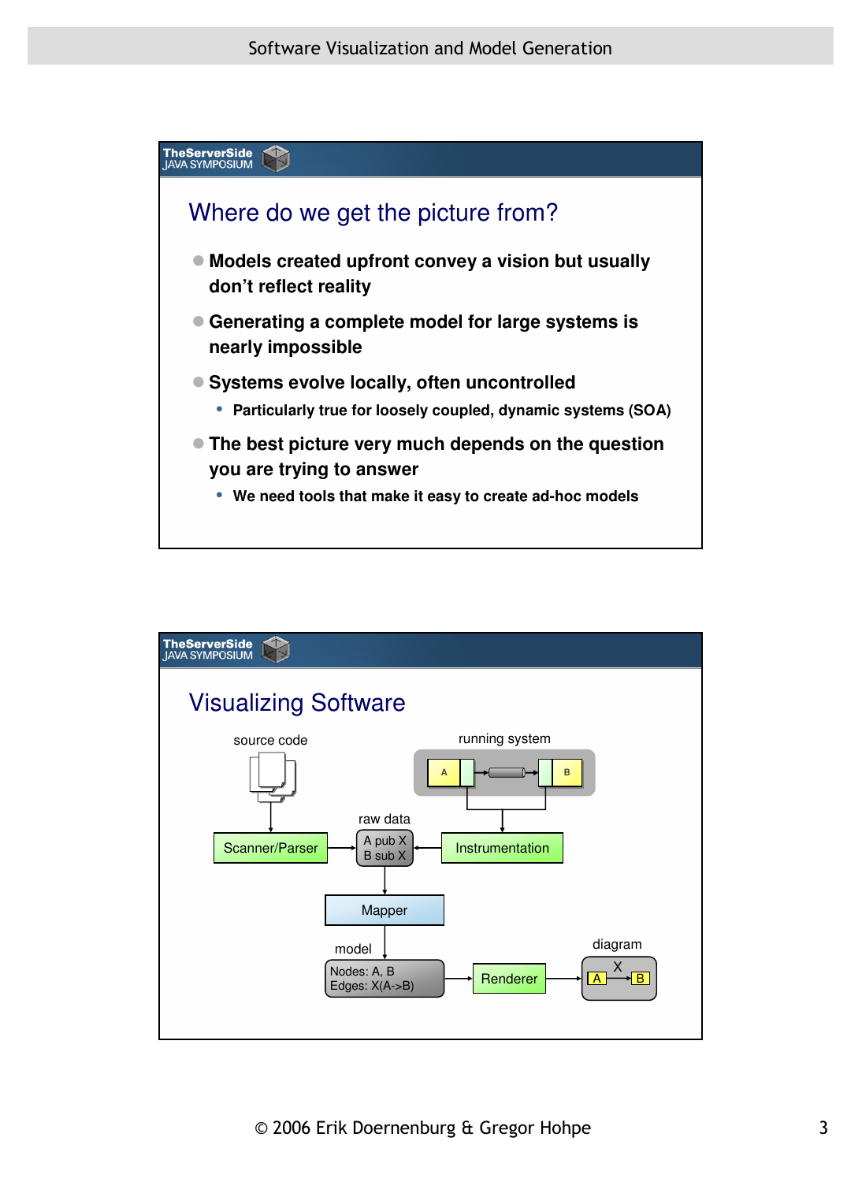## Where do we get the picture from?

- Models created upfront convey a vision but usually don't reflect reality
- Generating a complete model for large systems is nearly impossible
- Systems evolve locally, often uncontrolled
  - Particularly true for loosely coupled, dynamic systems (SOA)
- The best picture very much depends on the question you are trying to answer
  - We need tools that make it easy to create ad-hoc models

## Visualizing Software

source code

running system

A

B

raw data

Scanner/Parser

A pub X
B sub X

Instrumentation

Mapper

model

Nodes: A, B
Edges: X(A->B)

Renderer

diagram

X

A

B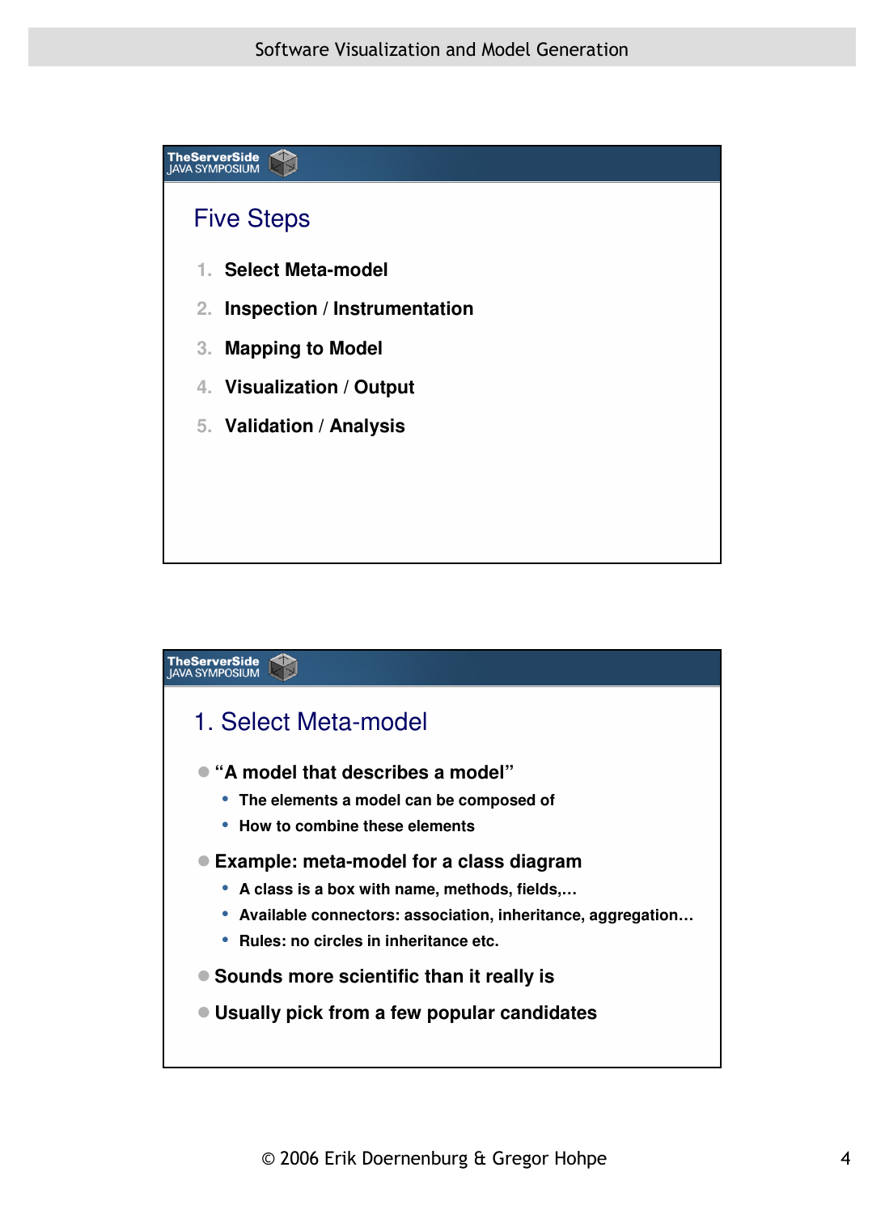## Five Steps

1. **Select Meta-model**
2. **Inspection / Instrumentation**
3. **Mapping to Model**
4. **Visualization / Output**
5. **Validation / Analysis**

## 1. Select Meta-model

- **"A model that describes a model"**
  - **The elements a model can be composed of**
  - **How to combine these elements**
- **Example: meta-model for a class diagram**
  - **A class is a box with name, methods, fields,…**
  - **Available connectors: association, inheritance, aggregation…**
  - **Rules: no circles in inheritance etc.**
- **Sounds more scientific than it really is**
- **Usually pick from a few popular candidates**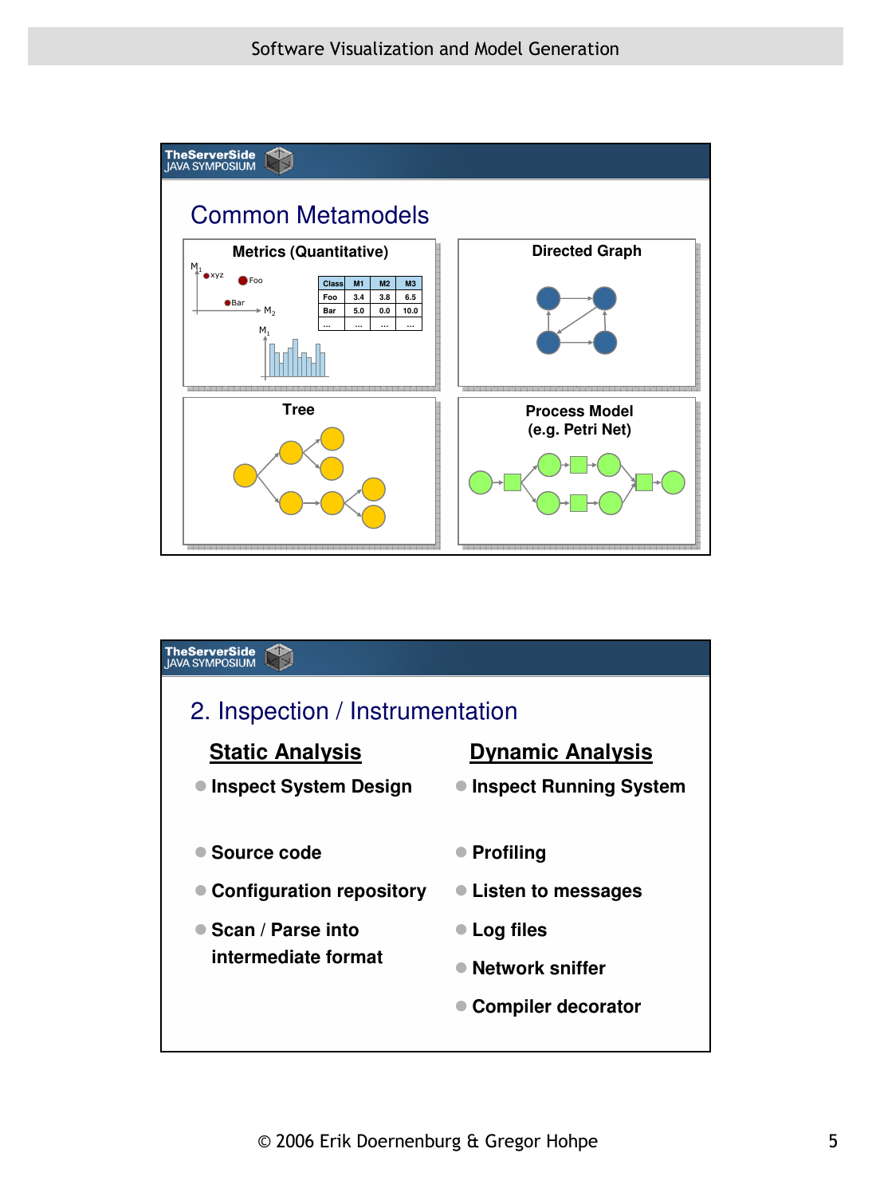## Common Metamodels

**Metrics (Quantitative)**

| Class | M1 | M2 | M3 |
|---|---|---|---|
| Foo | 3.4 | 3.8 | 6.5 |
| Bar | 5.0 | 0.0 | 10.0 |
| ... | ... | ... | ... |

**Directed Graph**

**Tree**

**Process Model (e.g. Petri Net)**

## 2. Inspection / Instrumentation

**Static Analysis**

- Inspect System Design
- Source code
- Configuration repository
- Scan / Parse into intermediate format

**Dynamic Analysis**

- Inspect Running System
- Profiling
- Listen to messages
- Log files
- Network sniffer
- Compiler decorator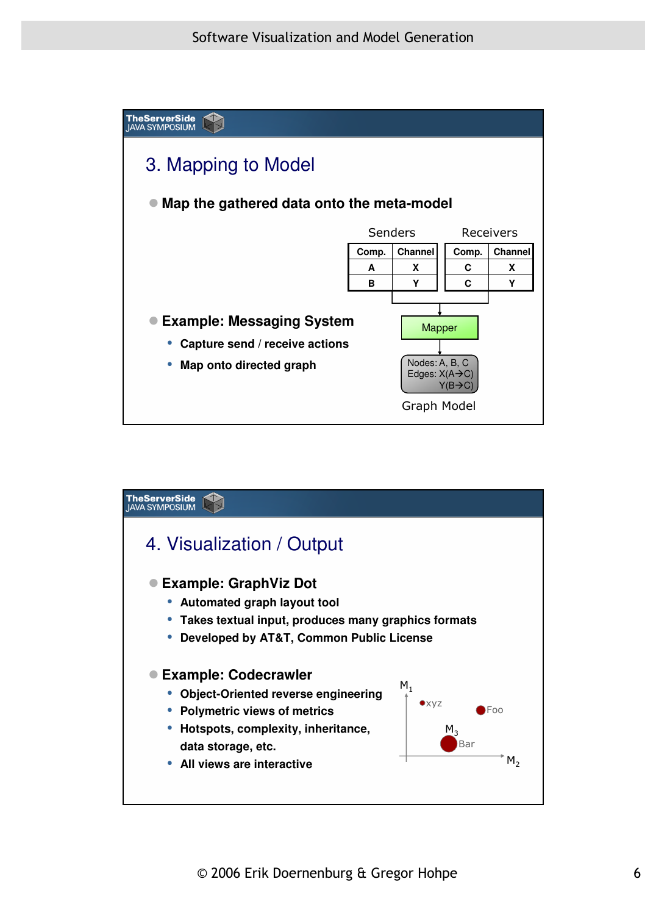## 3. Mapping to Model

- **Map the gathered data onto the meta-model**

Senders

| Comp. | Channel |
|---|---|
| A | X |
| B | Y |

Receivers

| Comp. | Channel |
|---|---|
| C | X |
| C | Y |

Mapper

Nodes: A, B, C
Edges: X(A→C)
Y(B→C)

Graph Model

- **Example: Messaging System**
  - **Capture send / receive actions**
  - **Map onto directed graph**

## 4. Visualization / Output

- **Example: GraphViz Dot**
  - **Automated graph layout tool**
  - **Takes textual input, produces many graphics formats**
  - **Developed by AT&T, Common Public License**
- **Example: Codecrawler**
  - **Object-Oriented reverse engineering**
  - **Polymetric views of metrics**
  - **Hotspots, complexity, inheritance, data storage, etc.**
  - **All views are interactive**

$M_1$ xyz Foo $M_3$ Bar $M_2$

© 2006 Erik Doernenburg & Gregor Hohpe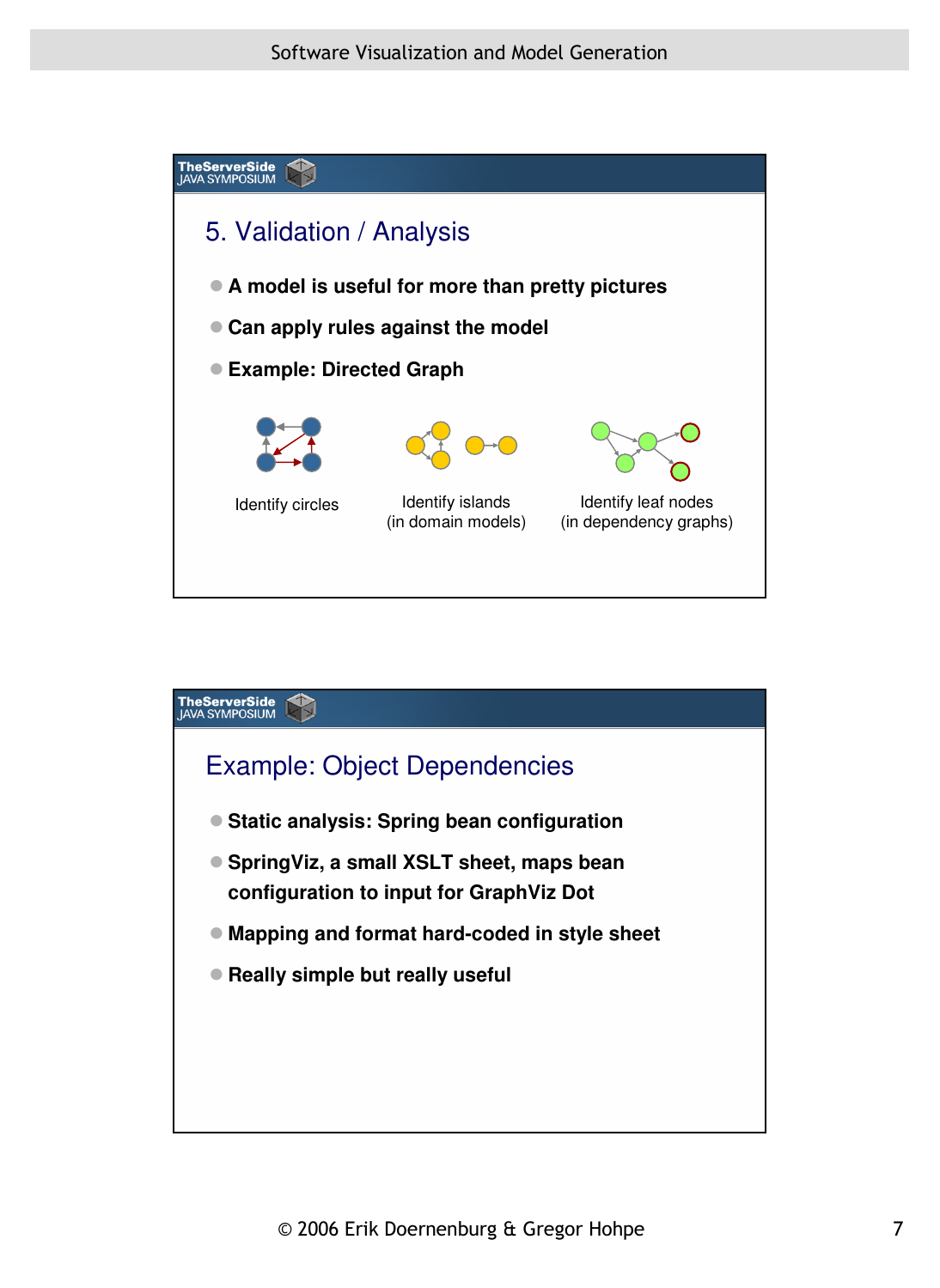## 5. Validation / Analysis

- **A model is useful for more than pretty pictures**
- **Can apply rules against the model**
- **Example: Directed Graph**

Identify circles

Identify islands (in domain models)

Identify leaf nodes (in dependency graphs)

## Example: Object Dependencies

- **Static analysis: Spring bean configuration**
- **SpringViz, a small XSLT sheet, maps bean configuration to input for GraphViz Dot**
- **Mapping and format hard-coded in style sheet**
- **Really simple but really useful**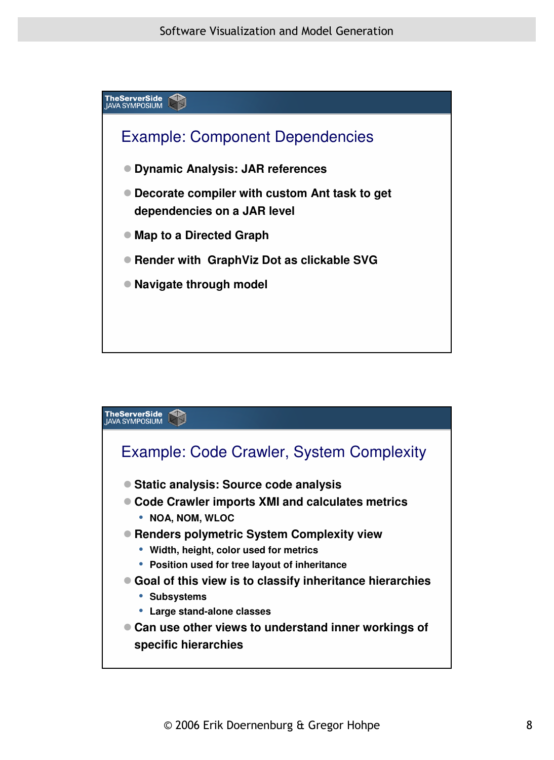## Example: Component Dependencies

- **Dynamic Analysis: JAR references**
- **Decorate compiler with custom Ant task to get dependencies on a JAR level**
- **Map to a Directed Graph**
- **Render with GraphViz Dot as clickable SVG**
- **Navigate through model**

## Example: Code Crawler, System Complexity

- **Static analysis: Source code analysis**
- **Code Crawler imports XMI and calculates metrics**
  - **NOA, NOM, WLOC**
- **Renders polymetric System Complexity view**
  - **Width, height, color used for metrics**
  - **Position used for tree layout of inheritance**
- **Goal of this view is to classify inheritance hierarchies**
  - **Subsystems**
  - **Large stand-alone classes**
- **Can use other views to understand inner workings of specific hierarchies**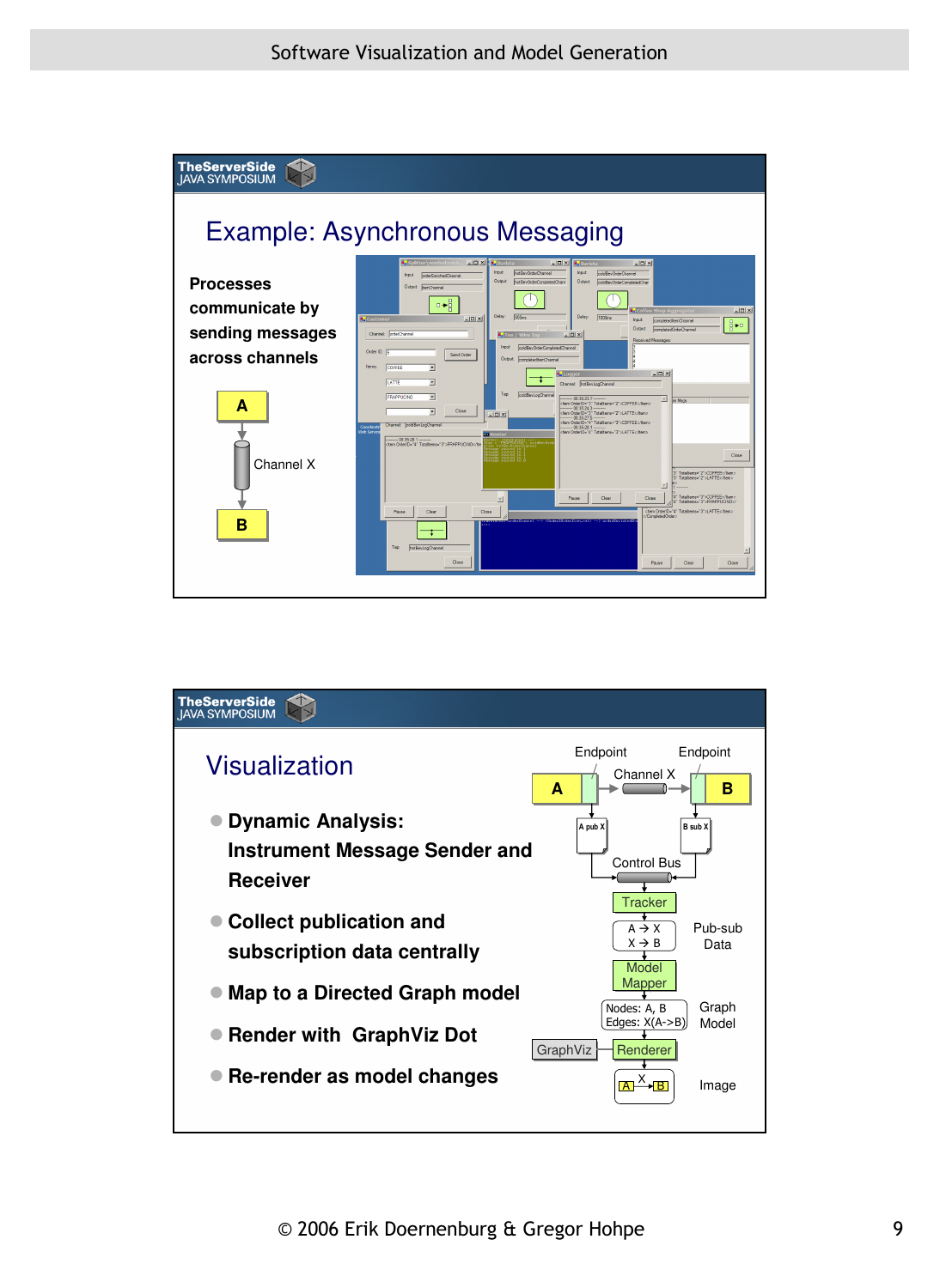## Example: Asynchronous Messaging

Processes communicate by sending messages across channels

A

Channel X

B

## Visualization

- Dynamic Analysis: Instrument Message Sender and Receiver
- Collect publication and subscription data centrally
- Map to a Directed Graph model
- Render with GraphViz Dot
- Re-render as model changes

Endpoint  Endpoint

A  Channel X  B

A pub X  B sub X

Control Bus

Tracker

A → X
X → B

Pub-sub Data

Model Mapper

Nodes: A, B
Edges: X(A->B)

Graph Model

GraphViz  Renderer

Image

© 2006 Erik Doernenburg & Gregor Hohpe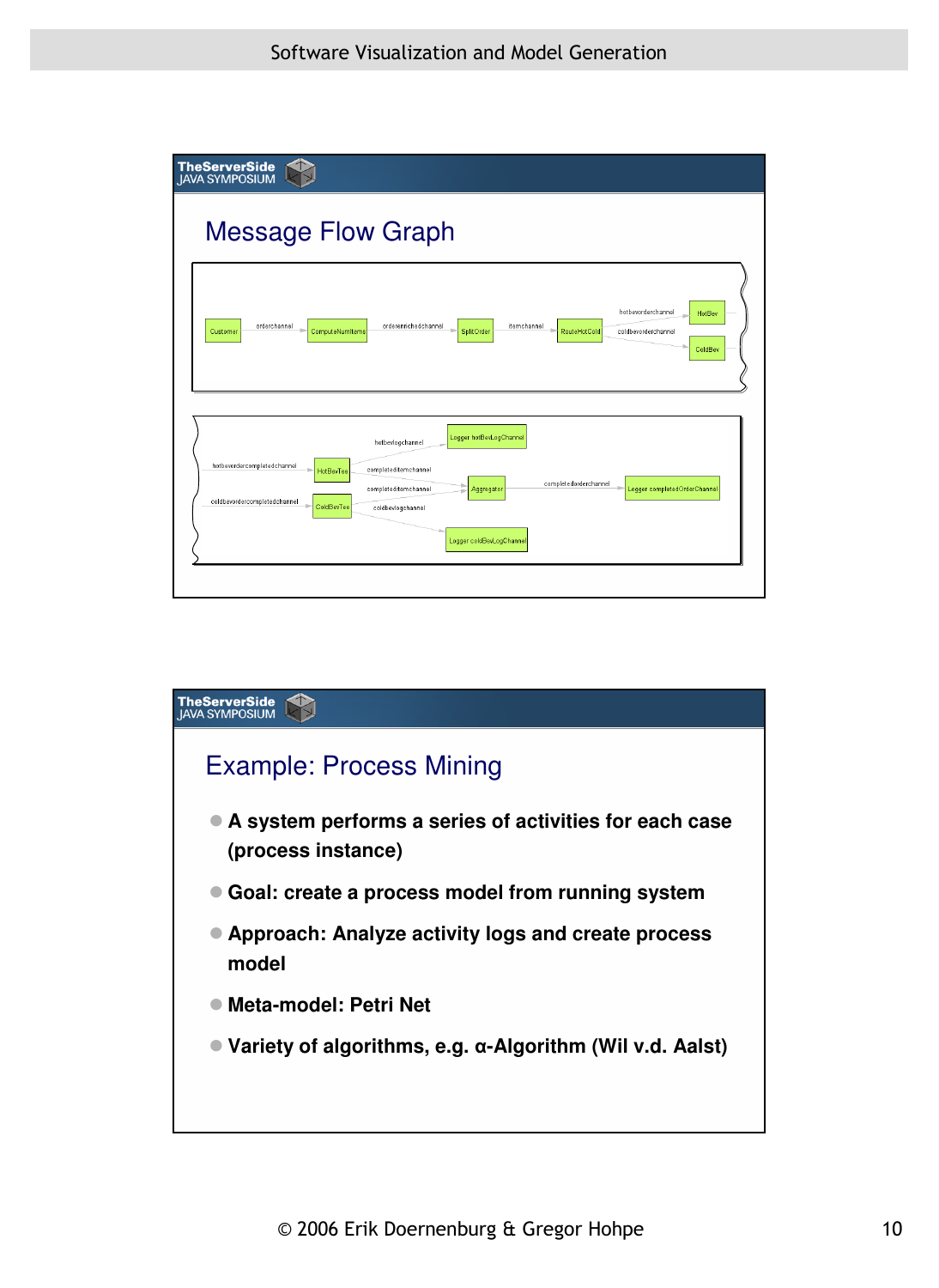## Message Flow Graph

Customer → orderchannel → ComputeNumItems → orderenrichedchannel → SplitOrder → itemchannel → RouteHotCold → hotbevorderchannel → HotBev; RouteHotCold → coldbevorderchannel → ColdBev

hotbevordercompletedchannel → HotBevTee → hotbevlogchannel → Logger hotBevLogChannel; HotBevTee → completeditemchannel → Aggregator

coldbevordercompletedchannel → ColdBevTee → completeditemchannel → Aggregator; ColdBevTee → coldbevlogchannel → Logger coldBevLogChannel

Aggregator → completedorderchannel → Logger completedOrderChannel

## Example: Process Mining

- **A system performs a series of activities for each case (process instance)**
- **Goal: create a process model from running system**
- **Approach: Analyze activity logs and create process model**
- **Meta-model: Petri Net**
- **Variety of algorithms, e.g. α-Algorithm (Wil v.d. Aalst)**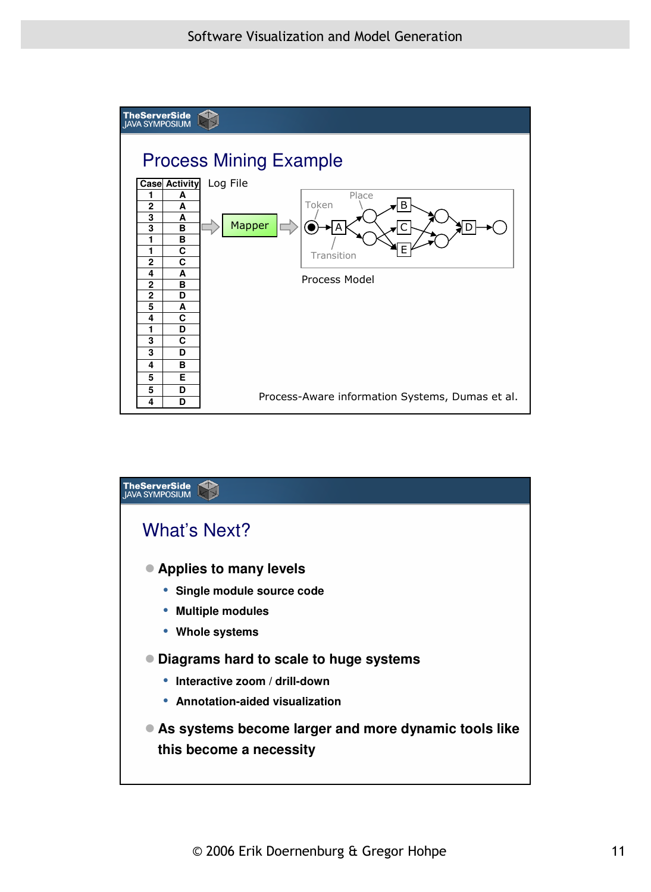## Process Mining Example

| Case | Activity |
|---|---|
| 1 | A |
| 2 | A |
| 3 | A |
| 3 | B |
| 1 | B |
| 1 | C |
| 2 | C |
| 4 | A |
| 2 | B |
| 2 | D |
| 5 | A |
| 4 | C |
| 1 | D |
| 3 | C |
| 3 | D |
| 4 | B |
| 5 | E |
| 5 | D |
| 4 | D |

Log File

Mapper

Token · Place · Transition

Process Model

Process-Aware information Systems, Dumas et al.

## What's Next?

- **Applies to many levels**
  - **Single module source code**
  - **Multiple modules**
  - **Whole systems**
- **Diagrams hard to scale to huge systems**
  - **Interactive zoom / drill-down**
  - **Annotation-aided visualization**
- **As systems become larger and more dynamic tools like this become a necessity**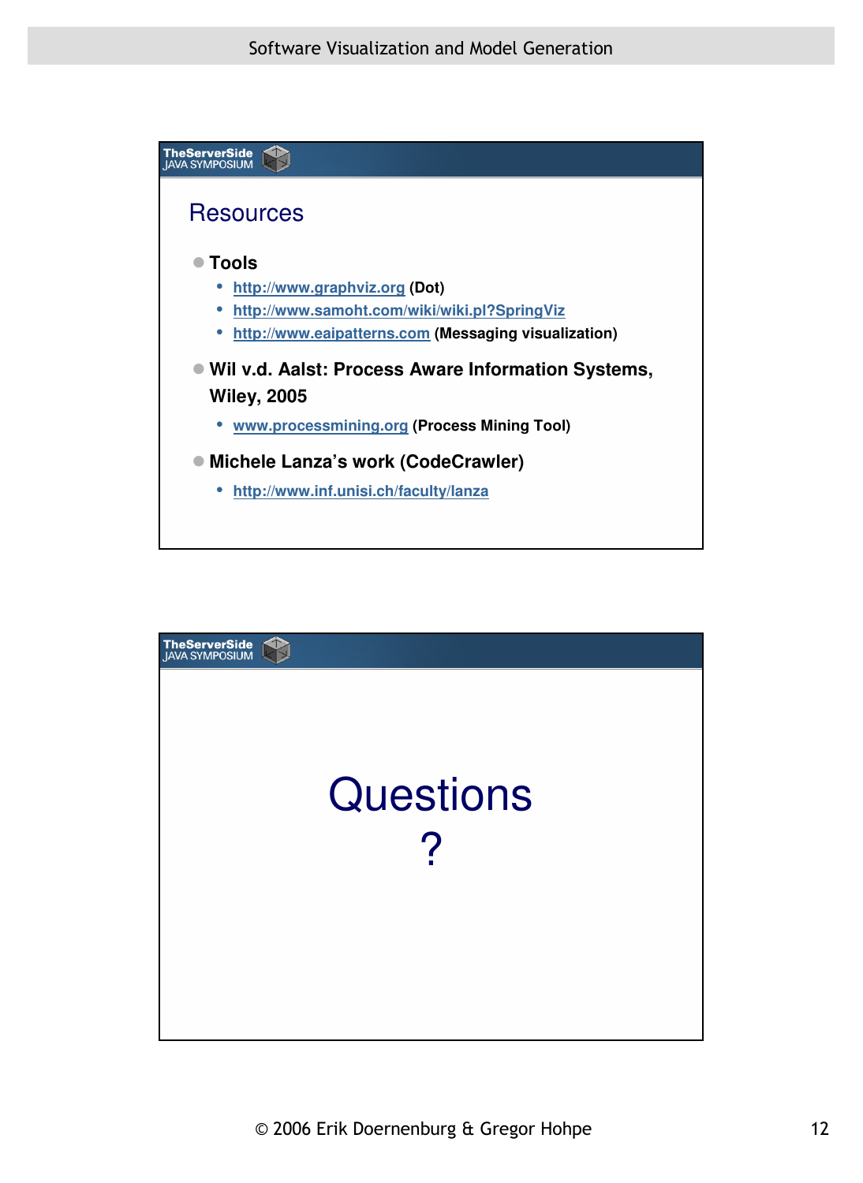## Resources

- **Tools**
  - http://www.graphviz.org **(Dot)**
  - http://www.samoht.com/wiki/wiki.pl?SpringViz
  - http://www.eaipatterns.com **(Messaging visualization)**
- **Wil v.d. Aalst: Process Aware Information Systems, Wiley, 2005**
  - www.processmining.org **(Process Mining Tool)**
- **Michele Lanza's work (CodeCrawler)**
  - http://www.inf.unisi.ch/faculty/lanza

## Questions

?